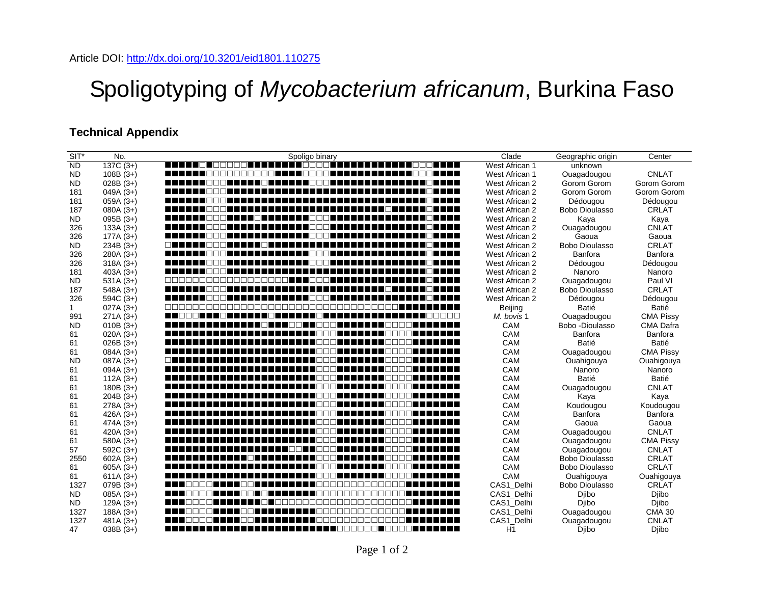Article DOI: http://dx.doi.org/10.3201/eid1801.110275

# Spoligotyping of *Mycobacterium africanum*, Burkina Faso

## Technical Appendix

| SIT* | No. | Spoligo binary | Clade | Geographic origin | Center |
|---|---|---|---|---|---|
| ND | 137C (3+) | ■■■■■□■□□□□□■■■■■■■■□□□□■■■■■■■■■■■■□□□■■■■ | West African 1 | unknown | |
| ND | 108B (3+) | ■■■■■■□□□□□□□□□□■■■■□□□□■■■■■■■■■■■■□□□■■■■ | West African 1 | Ouagadougou | CNLAT |
| ND | 028B (3+) | ■■■■■■□□□■■■■■□■■■■■■□□□■■■■■■■■■■■■■■□■■■■ | West African 2 | Gorom Gorom | Gorom Gorom |
| 181 | 049A (3+) | ■■■■■■□□□■■■■■■■■■■■■■■■■■■■■■■■■■■■■□■■■■ | West African 2 | Gorom Gorom | Gorom Gorom |
| 181 | 059A (3+) | ■■■■■■□□□■■■■■■■■■■■■■■■■■■■■■■■■■■■■□■■■■ | West African 2 | Dédougou | Dédougou |
| 187 | 080A (3+) | ■■■■■■□□□■■■■■■■■■■■■■■■■■■■■■■■□■■■■□■■■■ | West African 2 | Bobo Dioulasso | CRLAT |
| ND | 095B (3+) | ■■■■■■□□□■■■■□■■■■■■■□□□■■■■■■■■■■■■■■□■■■■ | West African 2 | Kaya | Kaya |
| 326 | 133A (3+) | ■■■■■■□□□■■■■■■■■■■■■□□□■■■■■■■■■■■■■■□■■■■ | West African 2 | Ouagadougou | CNLAT |
| 326 | 177A (3+) | ■■■■■■□□□■■■■■■■■■■■■□□□■■■■■■■■■■■■■■□■■■■ | West African 2 | Gaoua | Gaoua |
| ND | 234B (3+) | □■■■■■□□□■■■■■□■■■■■■■■■■■■■■■■■■■■■■□■■■■ | West African 2 | Bobo Dioulasso | CRLAT |
| 326 | 280A (3+) | ■■■■■■□□□■■■■■■■■■■■■□□□■■■■■■■■■■■■■■□■■■■ | West African 2 | Banfora | Banfora |
| 326 | 318A (3+) | ■■■■■■□□□■■■■■■■■■■■■□□□■■■■■■■■■■■■■■□■■■■ | West African 2 | Dédougou | Dédougou |
| 181 | 403A (3+) | ■■■■■■□□□■■■■■■■■■■■■■■■■■■■■■■■■■■■■□■■■■ | West African 2 | Nanoro | Nanoro |
| ND | 531A (3+) | □□□□□□□□□□□□□□□□□■■■■□□□■■■■■■■■■■■■■■□■■■■ | West African 2 | Ouagadougou | Paul VI |
| 187 | 548A (3+) | ■■■■■■□□□■■■■■■■■■■■■■■■■■■■■■■■□■■■■□■■■■ | West African 2 | Bobo Dioulasso | CRLAT |
| 326 | 594C (3+) | ■■■■■■□□□■■■■■■■■■■■■□□□■■■■■■■■■■■■■■□■■■■ | West African 2 | Dédougou | Dédougou |
| 1 | 027A (3+) | □□□□□□□□□□□□□□□□□□□□□□□□□□□□□□□□□□■■■■■■■■■ | Beijing | Batié | Batié |
| 991 | 271A (3+) | ■■□□□■■■□■■■■■■■□■■■■■■■□■■■■■■■■■■■■■□□□□□ | *M. bovis* 1 | Ouagadougou | CMA Pissy |
| ND | 010B (3+) | ■■■■■■■■■■■■■□■■■■□□■■□□□■■■■■■■□□□□■■■■■■■ | CAM | Bobo -Dioulasso | CMA Dafra |
| 61 | 020A (3+) | ■■■■■■■■■■■■■■■■■■■■■■□□□■■■■■■■□□□□■■■■■■■ | CAM | Banfora | Banfora |
| 61 | 026B (3+) | ■■■■■■■■■■■■■■■■■■■■■■□□□■■■■■■■□□□□■■■■■■■ | CAM | Batié | Batié |
| 61 | 084A (3+) | ■■■■■■■■■■■■■■■■■■■■■■□□□■■■■■■■□□□□■■■■■■■ | CAM | Ouagadougou | CMA Pissy |
| ND | 087A (3+) | □■■■■■■■■■■■■■■■■■■■■■□□□■■■■■■■□□□□■■■■■■■ | CAM | Ouahigouya | Ouahigouya |
| 61 | 094A (3+) | ■■■■■■■■■■■■■■■■■■■■■■□□□■■■■■■■□□□□■■■■■■■ | CAM | Nanoro | Nanoro |
| 61 | 112A (3+) | ■■■■■■■■■■■■■■■■■■■■■■□□□■■■■■■■□□□□■■■■■■■ | CAM | Batié | Batié |
| 61 | 180B (3+) | ■■■■■■■■■■■■■■■■■■■■■■□□□■■■■■■■□□□□■■■■■■■ | CAM | Ouagadougou | CNLAT |
| 61 | 204B (3+) | ■■■■■■■■■■■■■■■■■■■■■■□□□■■■■■■■□□□□■■■■■■■ | CAM | Kaya | Kaya |
| 61 | 278A (3+) | ■■■■■■■■■■■■■■■■■■■■■■□□□■■■■■■■□□□□■■■■■■■ | CAM | Koudougou | Koudougou |
| 61 | 426A (3+) | ■■■■■■■■■■■■■■■■■■■■■■□□□■■■■■■■□□□□■■■■■■■ | CAM | Banfora | Banfora |
| 61 | 474A (3+) | ■■■■■■■■■■■■■■■■■■■■■■□□□■■■■■■■□□□□■■■■■■■ | CAM | Gaoua | Gaoua |
| 61 | 420A (3+) | ■■■■■■■■■■■■■■■■■■■■■■□□□■■■■■■■□□□□■■■■■■■ | CAM | Ouagadougou | CNLAT |
| 61 | 580A (3+) | ■■■■■■■■■■■■■■■■■■■■■■□□□■■■■■■■□□□□■■■■■■■ | CAM | Ouagadougou | CMA Pissy |
| 57 | 592C (3+) | ■■■■■■■■■■■■■■■■■■□□■■□□□■■■■■■■□□□□■■■■■■■ | CAM | Ouagadougou | CNLAT |
| 2550 | 602A (3+) | ■■■■■■■■■■■■□■■■■■■■■■□□□■■■■■■■□□□□■■■■■■■ | CAM | Bobo Dioulasso | CRLAT |
| 61 | 605A (3+) | ■■■■■■■■■■■■■■■■■■■■■■□□□■■■■■■■□□□□■■■■■■■ | CAM | Bobo Dioulasso | CRLAT |
| 61 | 611A (3+) | ■■■■■■■■■■■■■■■■■■■■■■□□□■■■■■■■□□□□■■■■■■■ | CAM | Ouahigouya | Ouahigouya |
| 1327 | 079B (3+) | ■■■□□□□■■■■□□■■■■■■■■■□□□□□□□□□□□□■■■■■■■■■ | CAS1_Delhi | Bobo Dioulasso | CRLAT |
| ND | 085A (3+) | ■■■□□□□■■■■□□■□■■■■■■■□□□□□□□□□□□□■■■■■■■■■ | CAS1_Delhi | Djibo | Djibo |
| ND | 129A (3+) | ■■■□□□□■■■■■■■□■□□□□□□□□□□□□□□□□□□■■■■■■■■■ | CAS1_Delhi | Djibo | Djibo |
| 1327 | 188A (3+) | ■■■□□□□■■■■□□■■■■■■■■■□□□□□□□□□□□□■■■■■■■■■ | CAS1_Delhi | Ouagadougou | CMA 30 |
| 1327 | 481A (3+) | ■■■□□□□■■■■□□■■■■■■■■■□□□□□□□□□□□□■■■■■■■■■ | CAS1_Delhi | Ouagadougou | CNLAT |
| 47 | 038B (3+) | ■■■■■■■■■■■■■■■■■■■■■■■■■□□□□□□■□□□□■■■■■■■ | H1 | Djibo | Djibo |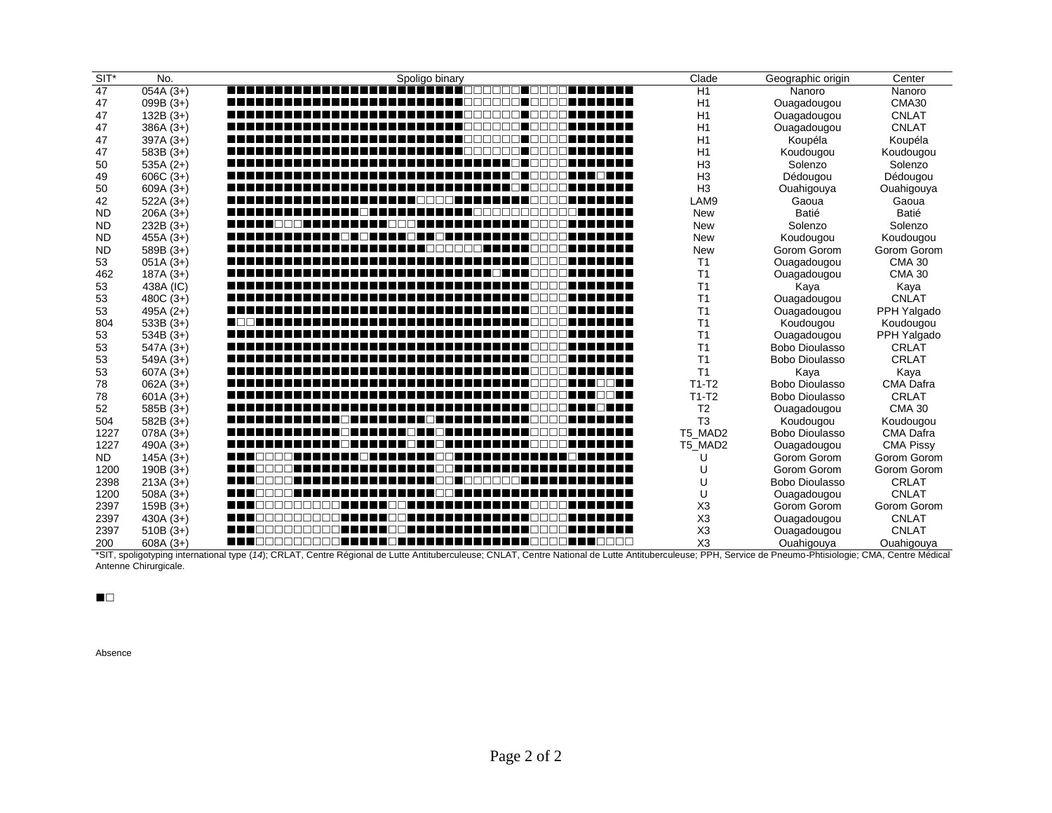| SIT* | No. | Spoligo binary | Clade | Geographic origin | Center |
|---|---|---|---|---|---|
| 47 | 054A (3+) | ■■■■■■■■■■■■■■■■■■■■■■■■■□□□□□□■□□□□■■■■■■■ | H1 | Nanoro | Nanoro |
| 47 | 099B (3+) | ■■■■■■■■■■■■■■■■■■■■■■■■■□□□□□□■□□□□■■■■■■■ | H1 | Ouagadougou | CMA30 |
| 47 | 132B (3+) | ■■■■■■■■■■■■■■■■■■■■■■■■■□□□□□□■□□□□■■■■■■■ | H1 | Ouagadougou | CNLAT |
| 47 | 386A (3+) | ■■■■■■■■■■■■■■■■■■■■■■■■■□□□□□□■□□□□■■■■■■■ | H1 | Ouagadougou | CNLAT |
| 47 | 397A (3+) | ■■■■■■■■■■■■■■■■■■■■■■■■■□□□□□□■□□□□■■■■■■■ | H1 | Koupéla | Koupéla |
| 47 | 583B (3+) | ■■■■■■■■■■■■■■■■■■■■■■■■■□□□□□□■□□□□■■■■■■■ | H1 | Koudougou | Koudougou |
| 50 | 535A (2+) | ■■■■■■■■■■■■■■■■■■■■■■■■■■■■■■□■□□□□■■■■■■■ | H3 | Solenzo | Solenzo |
| 49 | 606C (3+) | ■■■■■■■■■■■■■■■■■■■■■■■■■■■■■■□■□□□□■■■□■■■ | H3 | Dédougou | Dédougou |
| 50 | 609A (3+) | ■■■■■■■■■■■■■■■■■■■■■■■■■■■■■■□■□□□□■■■■■■■ | H3 | Ouahigouya | Ouahigouya |
| 42 | 522A (3+) | ■■■■■■■■■■■■■■■■■■■■□□□□■■■■■■■■□□□□■■■■■■■ | LAM9 | Gaoua | Gaoua |
| ND | 206A (3+) | ■■■■■■■■■■■■■■□■■■■■■■■■■■□□□□□□□□□□□■■■■■■ | New | Batié | Batié |
| ND | 232B (3+) | ■■■■■□□□■■■■■■■■■□□□■■■■■■■■■■■■□□□□■■■■■■■ | New | Solenzo | Solenzo |
| ND | 455A (3+) | ■■■■■■■■■■■■□■□■■■■□■■□■■■■■■■■■□□□□■■■■■■■ | New | Koudougou | Koudougou |
| ND | 589B (3+) | ■■■■■■■■■■■■■■■■■■■■■□□□□□□■■■■■□□□□■■■■■■■ | New | Gorom Gorom | Gorom Gorom |
| 53 | 051A (3+) | ■■■■■■■■■■■■■■■■■■■■■■■■■■■■■■■■□□□□■■■■■■■ | T1 | Ouagadougou | CMA 30 |
| 462 | 187A (3+) | ■■■■■■■■■■■■■■■■■■■■■■■■■■■■□■■■□□□□■■■■■■■ | T1 | Ouagadougou | CMA 30 |
| 53 | 438A (IC) | ■■■■■■■■■■■■■■■■■■■■■■■■■■■■■■■■□□□□■■■■■■■ | T1 | Kaya | Kaya |
| 53 | 480C (3+) | ■■■■■■■■■■■■■■■■■■■■■■■■■■■■■■■■□□□□■■■■■■■ | T1 | Ouagadougou | CNLAT |
| 53 | 495A (2+) | ■■■■■■■■■■■■■■■■■■■■■■■■■■■■■■■■□□□□■■■■■■■ | T1 | Ouagadougou | PPH Yalgado |
| 804 | 533B (3+) | ■□□■■■■■■■■■■■■■■■■■■■■■■■■■■■■■□□□□■■■■■■■ | T1 | Koudougou | Koudougou |
| 53 | 534B (3+) | ■■■■■■■■■■■■■■■■■■■■■■■■■■■■■■■■□□□□■■■■■■■ | T1 | Ouagadougou | PPH Yalgado |
| 53 | 547A (3+) | ■■■■■■■■■■■■■■■■■■■■■■■■■■■■■■■■□□□□■■■■■■■ | T1 | Bobo Dioulasso | CRLAT |
| 53 | 549A (3+) | ■■■■■■■■■■■■■■■■■■■■■■■■■■■■■■■■□□□□■■■■■■■ | T1 | Bobo Dioulasso | CRLAT |
| 53 | 607A (3+) | ■■■■■■■■■■■■■■■■■■■■■■■■■■■■■■■■□□□□■■■■■■■ | T1 | Kaya | Kaya |
| 78 | 062A (3+) | ■■■■■■■■■■■■■■■■■■■■■■■■■■■■■■■■□□□□■■■□□■■ | T1-T2 | Bobo Dioulasso | CMA Dafra |
| 78 | 601A (3+) | ■■■■■■■■■■■■■■■■■■■■■■■■■■■■■■■■□□□□■■■□□■■ | T1-T2 | Bobo Dioulasso | CRLAT |
| 52 | 585B (3+) | ■■■■■■■■■■■■■■■■■■■■■■■■■■■■■■■■□□□□■■■□■■■ | T2 | Ouagadougou | CMA 30 |
| 504 | 582B (3+) | ■■■■■■■■■■■■■■■■■■■■■■□■■■■■■■■■□□□□■■■■■■■ | T3 | Koudougou | Koudougou |
| 1227 | 078A (3+) | ■■■■■■■■■■■■□■■■■■■□■■□■■■■■■■■■□□□□■■■■■■■ | T5_MAD2 | Bobo Dioulasso | CMA Dafra |
| 1227 | 490A (3+) | ■■■■■■■■■■■■□■■■■■■□■■□■■■■■■■■■□□□□■■■■■■■ | T5_MAD2 | Ouagadougou | CMA Pissy |
| ND | 145A (3+) | ■■■□□□□■■■■■■■□■■■■■■■□□■■■■■■■■■■■■□■■■■■■ | U | Gorom Gorom | Gorom Gorom |
| 1200 | 190B (3+) | ■■■□□□□■■■■■■■■■■■■■■■□□■■■■■■■■■■■■■■■■■■■ | U | Gorom Gorom | Gorom Gorom |
| 2398 | 213A (3+) | ■■■□□□□■■■■■■■■■■■■■■■□□■□□□□□□■■■■■■■■■■■■ | U | Bobo Dioulasso | CRLAT |
| 1200 | 508A (3+) | ■■■□□□□■■■■■■■■■■■■■■■□□■■■■■■■■■■■■■■■■■■■ | U | Ouagadougou | CNLAT |
| 2397 | 159B (3+) | ■■■□□□□□□□□□■■■■■□□■■■■■■■■■■■■■□□□□■■■■■■■ | X3 | Gorom Gorom | Gorom Gorom |
| 2397 | 430A (3+) | ■■■□□□□□□□□□■■■■■□□■■■■■■■■■■■■■□□□□■■■■■■■ | X3 | Ouagadougou | CNLAT |
| 2397 | 510B (3+) | ■■■□□□□□□□□□■■■■■□□■■■■■■■■■■■■■□□□□■■■■■■■ | X3 | Ouagadougou | CNLAT |
| 200 | 608A (3+) | ■■■□□□□□□□□□■■■■■□■■■■■■■■■■■■■■□□□□■■■□□□□ | X3 | Ouahigouya | Ouahigouya |

*SIT, spoligotyping international type (*14*); CRLAT, Centre Régional de Lutte Antituberculeuse; CNLAT, Centre National de Lutte Antituberculeuse; PPH, Service de Pneumo-Phtisiologie; CMA, Centre Médical Antenne Chirurgicale.

■□

Absence